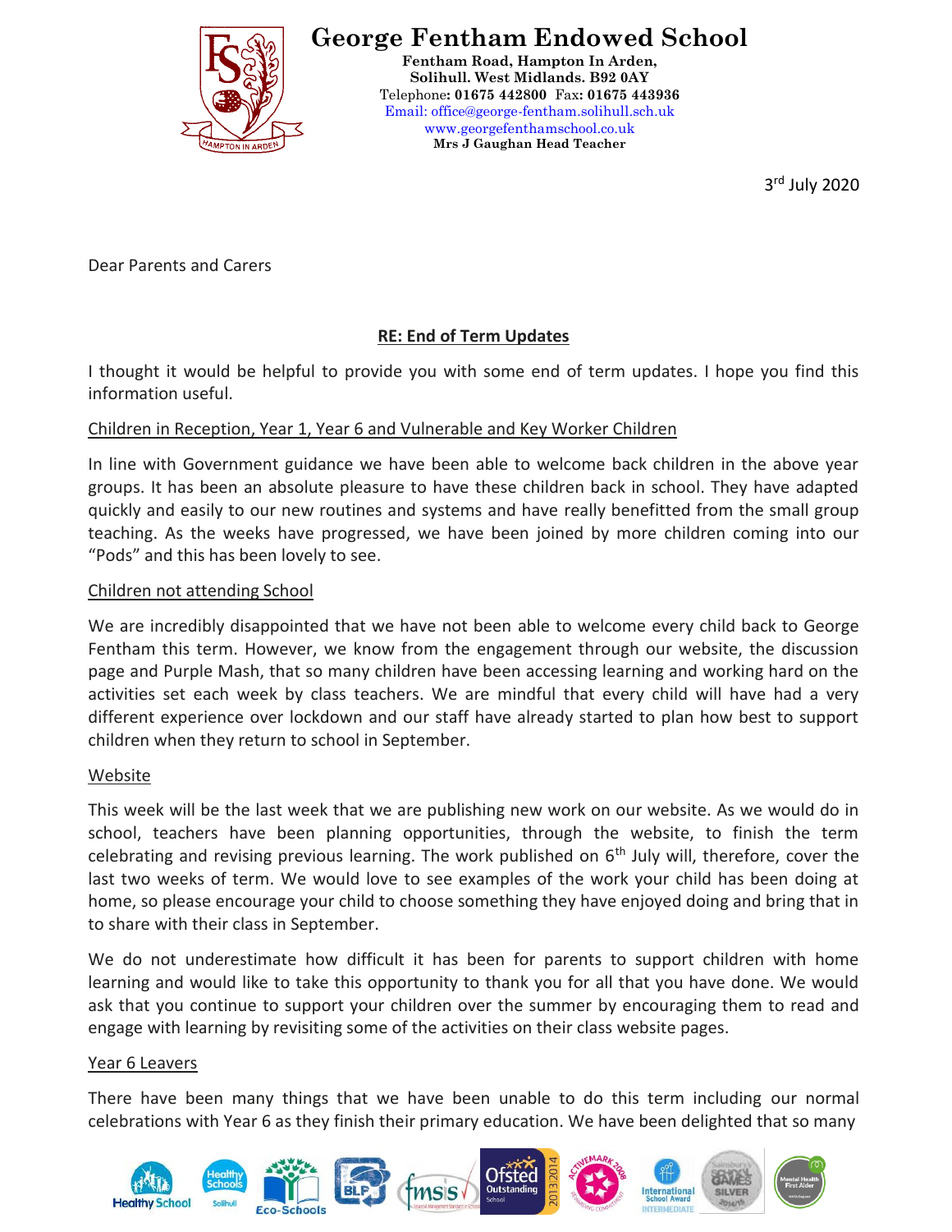# George Fentham Endowed School

**Fentham Road, Hampton In Arden,**
**Solihull. West Midlands. B92 0AY**
Telephone: **01675 442800** Fax: **01675 443936**
Email: office@george-fentham.solihull.sch.uk
www.georgefenthamschool.co.uk
**Mrs J Gaughan Head Teacher**

3rd July 2020

Dear Parents and Carers

**RE: End of Term Updates**

I thought it would be helpful to provide you with some end of term updates. I hope you find this information useful.

Children in Reception, Year 1, Year 6 and Vulnerable and Key Worker Children

In line with Government guidance we have been able to welcome back children in the above year groups. It has been an absolute pleasure to have these children back in school. They have adapted quickly and easily to our new routines and systems and have really benefitted from the small group teaching. As the weeks have progressed, we have been joined by more children coming into our "Pods" and this has been lovely to see.

Children not attending School

We are incredibly disappointed that we have not been able to welcome every child back to George Fentham this term. However, we know from the engagement through our website, the discussion page and Purple Mash, that so many children have been accessing learning and working hard on the activities set each week by class teachers. We are mindful that every child will have had a very different experience over lockdown and our staff have already started to plan how best to support children when they return to school in September.

Website

This week will be the last week that we are publishing new work on our website. As we would do in school, teachers have been planning opportunities, through the website, to finish the term celebrating and revising previous learning. The work published on 6th July will, therefore, cover the last two weeks of term. We would love to see examples of the work your child has been doing at home, so please encourage your child to choose something they have enjoyed doing and bring that in to share with their class in September.

We do not underestimate how difficult it has been for parents to support children with home learning and would like to take this opportunity to thank you for all that you have done. We would ask that you continue to support your children over the summer by encouraging them to read and engage with learning by revisiting some of the activities on their class website pages.

Year 6 Leavers

There have been many things that we have been unable to do this term including our normal celebrations with Year 6 as they finish their primary education. We have been delighted that so many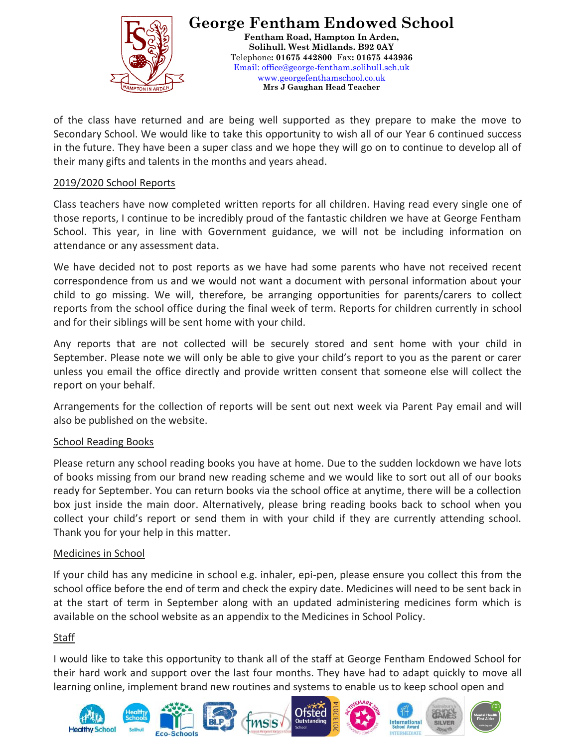of the class have returned and are being well supported as they prepare to make the move to Secondary School. We would like to take this opportunity to wish all of our Year 6 continued success in the future. They have been a super class and we hope they will go on to continue to develop all of their many gifts and talents in the months and years ahead.

## 2019/2020 School Reports

Class teachers have now completed written reports for all children. Having read every single one of those reports, I continue to be incredibly proud of the fantastic children we have at George Fentham School. This year, in line with Government guidance, we will not be including information on attendance or any assessment data.

We have decided not to post reports as we have had some parents who have not received recent correspondence from us and we would not want a document with personal information about your child to go missing. We will, therefore, be arranging opportunities for parents/carers to collect reports from the school office during the final week of term. Reports for children currently in school and for their siblings will be sent home with your child.

Any reports that are not collected will be securely stored and sent home with your child in September. Please note we will only be able to give your child's report to you as the parent or carer unless you email the office directly and provide written consent that someone else will collect the report on your behalf.

Arrangements for the collection of reports will be sent out next week via Parent Pay email and will also be published on the website.

## School Reading Books

Please return any school reading books you have at home. Due to the sudden lockdown we have lots of books missing from our brand new reading scheme and we would like to sort out all of our books ready for September. You can return books via the school office at anytime, there will be a collection box just inside the main door. Alternatively, please bring reading books back to school when you collect your child's report or send them in with your child if they are currently attending school. Thank you for your help in this matter.

## Medicines in School

If your child has any medicine in school e.g. inhaler, epi-pen, please ensure you collect this from the school office before the end of term and check the expiry date. Medicines will need to be sent back in at the start of term in September along with an updated administering medicines form which is available on the school website as an appendix to the Medicines in School Policy.

## Staff

I would like to take this opportunity to thank all of the staff at George Fentham Endowed School for their hard work and support over the last four months. They have had to adapt quickly to move all learning online, implement brand new routines and systems to enable us to keep school open and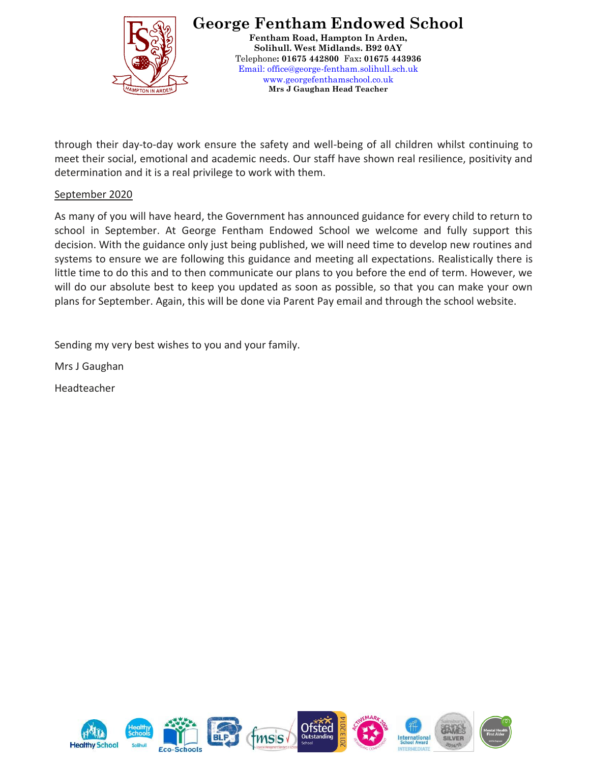through their day-to-day work ensure the safety and well-being of all children whilst continuing to meet their social, emotional and academic needs. Our staff have shown real resilience, positivity and determination and it is a real privilege to work with them.

September 2020

As many of you will have heard, the Government has announced guidance for every child to return to school in September. At George Fentham Endowed School we welcome and fully support this decision. With the guidance only just being published, we will need time to develop new routines and systems to ensure we are following this guidance and meeting all expectations. Realistically there is little time to do this and to then communicate our plans to you before the end of term. However, we will do our absolute best to keep you updated as soon as possible, so that you can make your own plans for September. Again, this will be done via Parent Pay email and through the school website.

Sending my very best wishes to you and your family.

Mrs J Gaughan

Headteacher